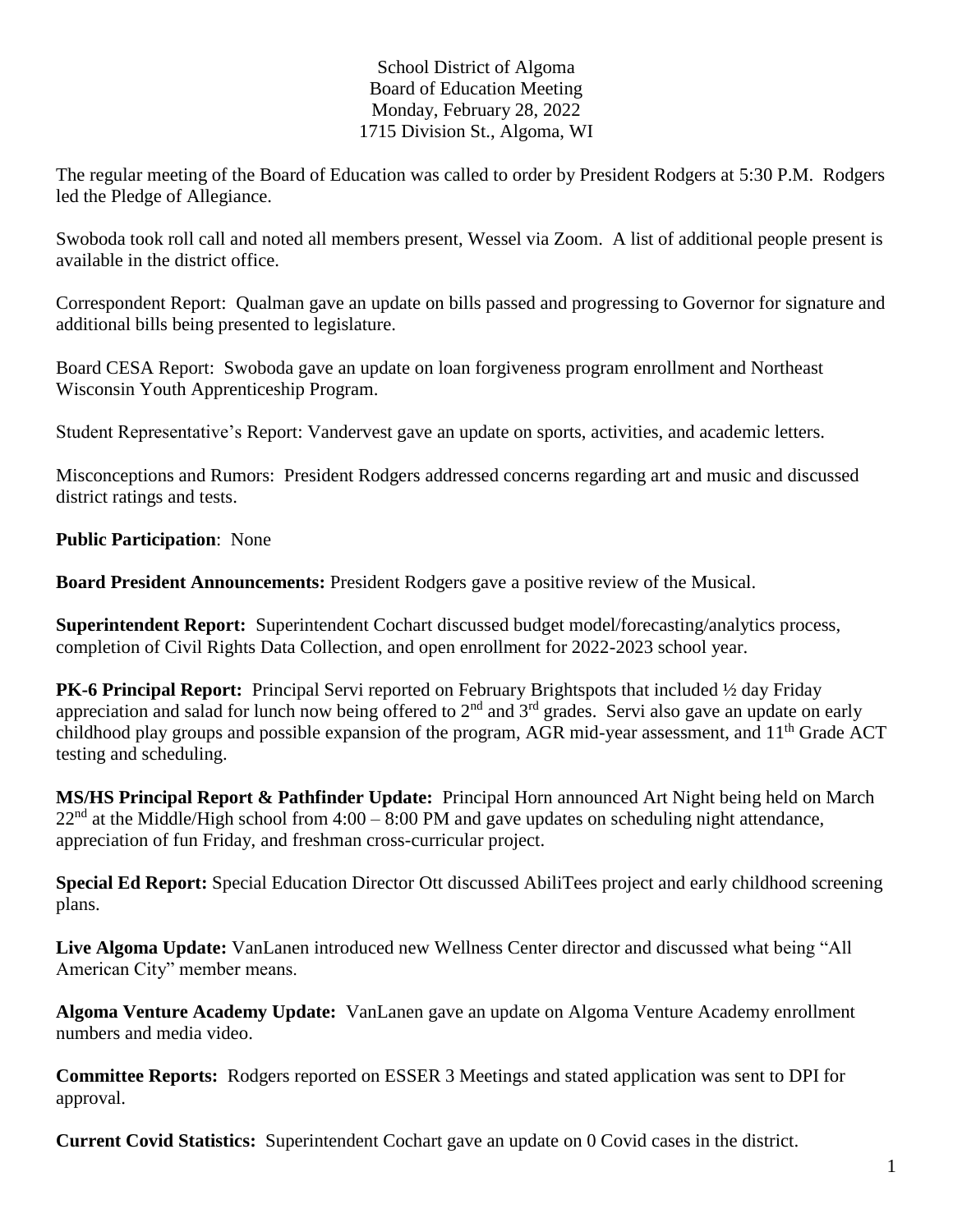School District of Algoma
Board of Education Meeting
Monday, February 28, 2022
1715 Division St., Algoma, WI

The regular meeting of the Board of Education was called to order by President Rodgers at 5:30 P.M. Rodgers led the Pledge of Allegiance.

Swoboda took roll call and noted all members present, Wessel via Zoom. A list of additional people present is available in the district office.

Correspondent Report: Qualman gave an update on bills passed and progressing to Governor for signature and additional bills being presented to legislature.

Board CESA Report: Swoboda gave an update on loan forgiveness program enrollment and Northeast Wisconsin Youth Apprenticeship Program.

Student Representative's Report: Vandervest gave an update on sports, activities, and academic letters.

Misconceptions and Rumors: President Rodgers addressed concerns regarding art and music and discussed district ratings and tests.

**Public Participation**: None

**Board President Announcements:** President Rodgers gave a positive review of the Musical.

**Superintendent Report:** Superintendent Cochart discussed budget model/forecasting/analytics process, completion of Civil Rights Data Collection, and open enrollment for 2022-2023 school year.

**PK-6 Principal Report:** Principal Servi reported on February Brightspots that included ½ day Friday appreciation and salad for lunch now being offered to 2nd and 3rd grades. Servi also gave an update on early childhood play groups and possible expansion of the program, AGR mid-year assessment, and 11th Grade ACT testing and scheduling.

**MS/HS Principal Report & Pathfinder Update:** Principal Horn announced Art Night being held on March 22nd at the Middle/High school from 4:00 – 8:00 PM and gave updates on scheduling night attendance, appreciation of fun Friday, and freshman cross-curricular project.

**Special Ed Report:** Special Education Director Ott discussed AbiliTees project and early childhood screening plans.

**Live Algoma Update:** VanLanen introduced new Wellness Center director and discussed what being "All American City" member means.

**Algoma Venture Academy Update:** VanLanen gave an update on Algoma Venture Academy enrollment numbers and media video.

**Committee Reports:** Rodgers reported on ESSER 3 Meetings and stated application was sent to DPI for approval.

**Current Covid Statistics:** Superintendent Cochart gave an update on 0 Covid cases in the district.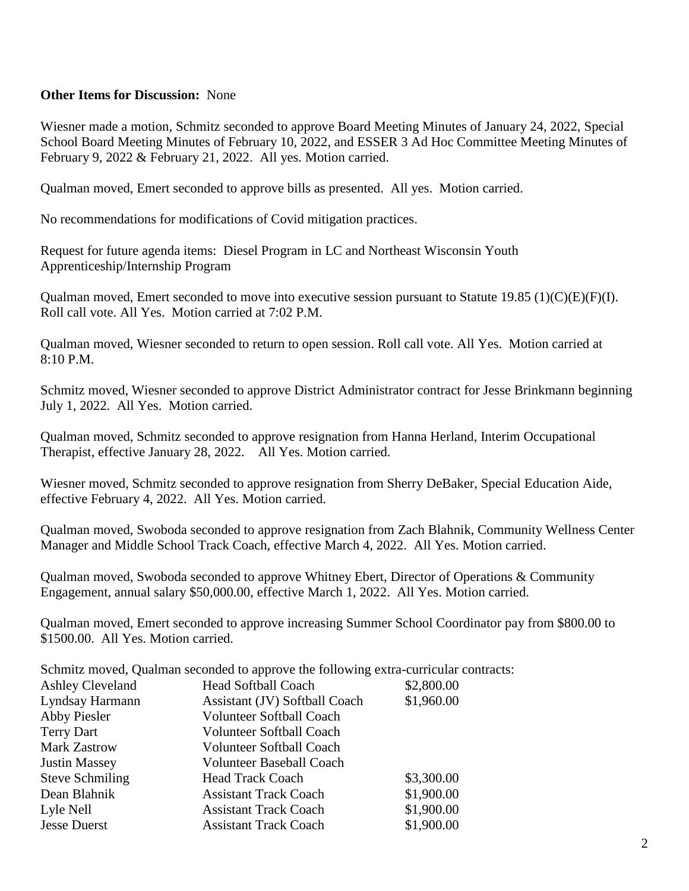**Other Items for Discussion:** None

Wiesner made a motion, Schmitz seconded to approve Board Meeting Minutes of January 24, 2022, Special School Board Meeting Minutes of February 10, 2022, and ESSER 3 Ad Hoc Committee Meeting Minutes of February 9, 2022 & February 21, 2022. All yes. Motion carried.

Qualman moved, Emert seconded to approve bills as presented. All yes. Motion carried.

No recommendations for modifications of Covid mitigation practices.

Request for future agenda items: Diesel Program in LC and Northeast Wisconsin Youth Apprenticeship/Internship Program

Qualman moved, Emert seconded to move into executive session pursuant to Statute 19.85 (1)(C)(E)(F)(I). Roll call vote. All Yes. Motion carried at 7:02 P.M.

Qualman moved, Wiesner seconded to return to open session. Roll call vote. All Yes. Motion carried at 8:10 P.M.

Schmitz moved, Wiesner seconded to approve District Administrator contract for Jesse Brinkmann beginning July 1, 2022. All Yes. Motion carried.

Qualman moved, Schmitz seconded to approve resignation from Hanna Herland, Interim Occupational Therapist, effective January 28, 2022. All Yes. Motion carried.

Wiesner moved, Schmitz seconded to approve resignation from Sherry DeBaker, Special Education Aide, effective February 4, 2022. All Yes. Motion carried.

Qualman moved, Swoboda seconded to approve resignation from Zach Blahnik, Community Wellness Center Manager and Middle School Track Coach, effective March 4, 2022. All Yes. Motion carried.

Qualman moved, Swoboda seconded to approve Whitney Ebert, Director of Operations & Community Engagement, annual salary $50,000.00, effective March 1, 2022. All Yes. Motion carried.

Qualman moved, Emert seconded to approve increasing Summer School Coordinator pay from $800.00 to $1500.00. All Yes. Motion carried.

Schmitz moved, Qualman seconded to approve the following extra-curricular contracts:

| | | |
|---|---|---|
| Ashley Cleveland | Head Softball Coach | $2,800.00 |
| Lyndsay Harmann | Assistant (JV) Softball Coach | $1,960.00 |
| Abby Piesler | Volunteer Softball Coach | |
| Terry Dart | Volunteer Softball Coach | |
| Mark Zastrow | Volunteer Softball Coach | |
| Justin Massey | Volunteer Baseball Coach | |
| Steve Schmiling | Head Track Coach | $3,300.00 |
| Dean Blahnik | Assistant Track Coach | $1,900.00 |
| Lyle Nell | Assistant Track Coach | $1,900.00 |
| Jesse Duerst | Assistant Track Coach | $1,900.00 |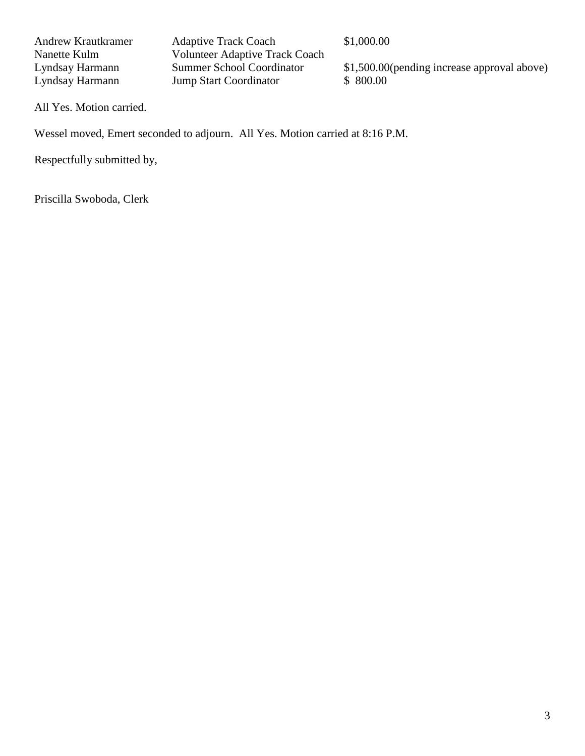| | | |
|---|---|---|
| Andrew Krautkramer | Adaptive Track Coach | $1,000.00 |
| Nanette Kulm | Volunteer Adaptive Track Coach | |
| Lyndsay Harmann | Summer School Coordinator | $1,500.00(pending increase approval above) |
| Lyndsay Harmann | Jump Start Coordinator | $ 800.00 |

All Yes. Motion carried.

Wessel moved, Emert seconded to adjourn. All Yes. Motion carried at 8:16 P.M.

Respectfully submitted by,

Priscilla Swoboda, Clerk